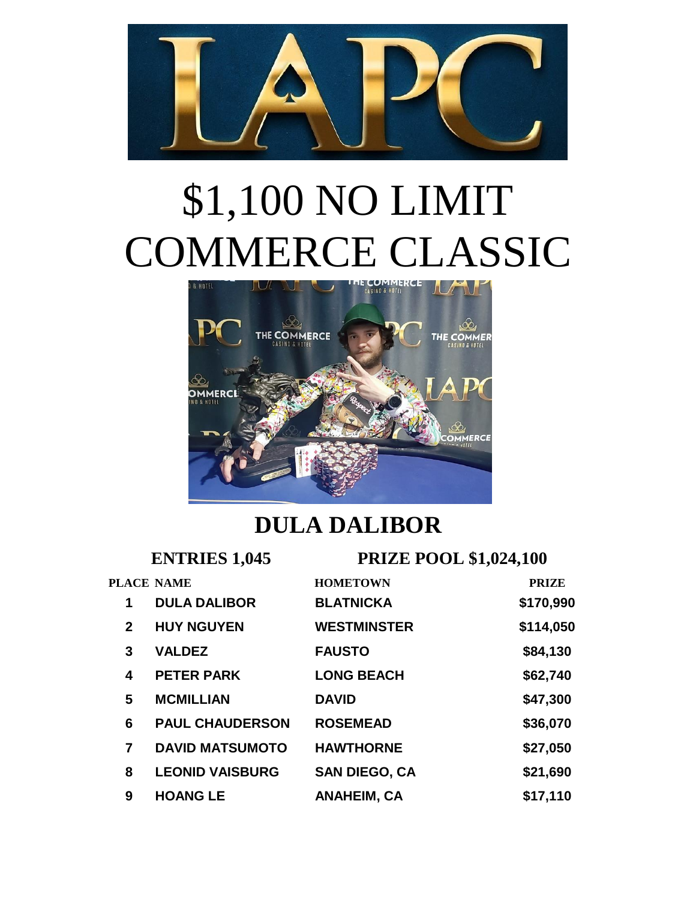# $1,100 NO LIMIT COMMERCE CLASSIC

## DULA DALIBOR

**ENTRIES 1,045** **PRIZE POOL $1,024,100**

| PLACE | NAME | HOMETOWN | PRIZE |
|---|---|---|---|
| 1 | DULA DALIBOR | BLATNICKA | $170,990 |
| 2 | HUY NGUYEN | WESTMINSTER | $114,050 |
| 3 | VALDEZ | FAUSTO | $84,130 |
| 4 | PETER PARK | LONG BEACH | $62,740 |
| 5 | MCMILLIAN | DAVID | $47,300 |
| 6 | PAUL CHAUDERSON | ROSEMEAD | $36,070 |
| 7 | DAVID MATSUMOTO | HAWTHORNE | $27,050 |
| 8 | LEONID VAISBURG | SAN DIEGO, CA | $21,690 |
| 9 | HOANG LE | ANAHEIM, CA | $17,110 |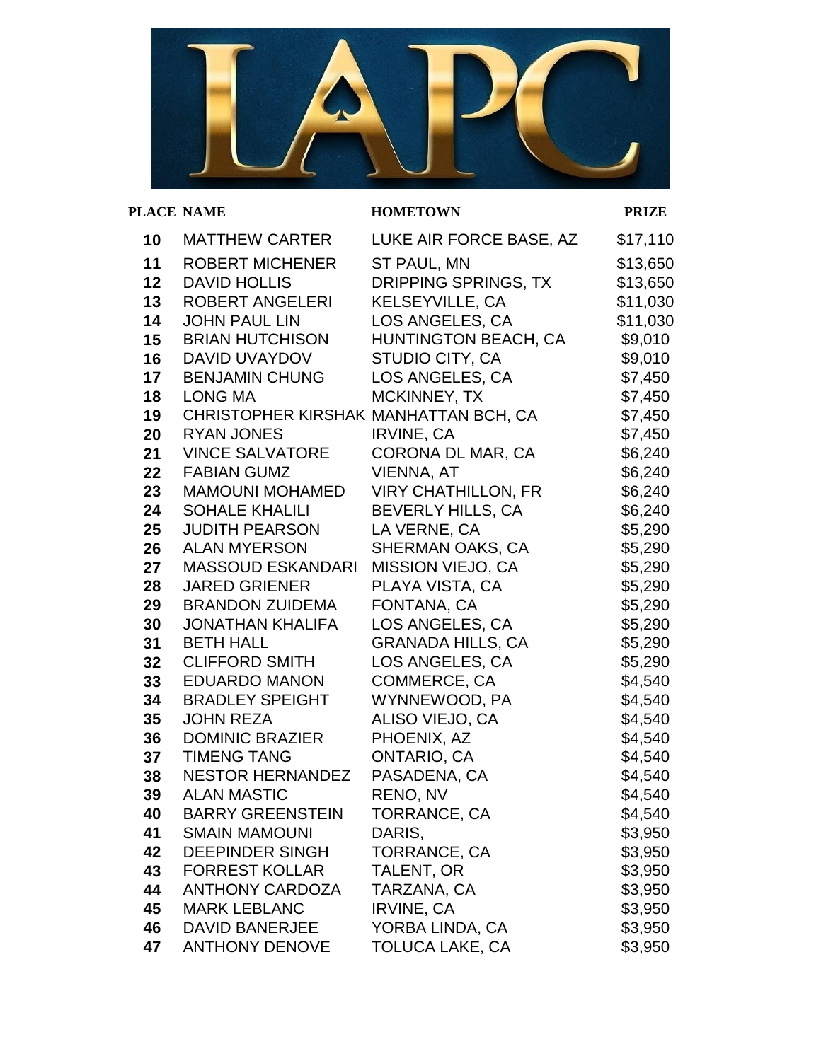| PLACE | NAME | HOMETOWN | PRIZE |
| --- | --- | --- | --- |
| 10 | MATTHEW CARTER | LUKE AIR FORCE BASE, AZ | $17,110 |
| 11 | ROBERT MICHENER | ST PAUL, MN | $13,650 |
| 12 | DAVID HOLLIS | DRIPPING SPRINGS, TX | $13,650 |
| 13 | ROBERT ANGELERI | KELSEYVILLE, CA | $11,030 |
| 14 | JOHN PAUL LIN | LOS ANGELES, CA | $11,030 |
| 15 | BRIAN HUTCHISON | HUNTINGTON BEACH, CA | $9,010 |
| 16 | DAVID UVAYDOV | STUDIO CITY, CA | $9,010 |
| 17 | BENJAMIN CHUNG | LOS ANGELES, CA | $7,450 |
| 18 | LONG MA | MCKINNEY, TX | $7,450 |
| 19 | CHRISTOPHER KIRSHAK | MANHATTAN BCH, CA | $7,450 |
| 20 | RYAN JONES | IRVINE, CA | $7,450 |
| 21 | VINCE SALVATORE | CORONA DL MAR, CA | $6,240 |
| 22 | FABIAN GUMZ | VIENNA, AT | $6,240 |
| 23 | MAMOUNI MOHAMED | VIRY CHATHILLON, FR | $6,240 |
| 24 | SOHALE KHALILI | BEVERLY HILLS, CA | $6,240 |
| 25 | JUDITH PEARSON | LA VERNE, CA | $5,290 |
| 26 | ALAN MYERSON | SHERMAN OAKS, CA | $5,290 |
| 27 | MASSOUD ESKANDARI | MISSION VIEJO, CA | $5,290 |
| 28 | JARED GRIENER | PLAYA VISTA, CA | $5,290 |
| 29 | BRANDON ZUIDEMA | FONTANA, CA | $5,290 |
| 30 | JONATHAN KHALIFA | LOS ANGELES, CA | $5,290 |
| 31 | BETH HALL | GRANADA HILLS, CA | $5,290 |
| 32 | CLIFFORD SMITH | LOS ANGELES, CA | $5,290 |
| 33 | EDUARDO MANON | COMMERCE, CA | $4,540 |
| 34 | BRADLEY SPEIGHT | WYNNEWOOD, PA | $4,540 |
| 35 | JOHN REZA | ALISO VIEJO, CA | $4,540 |
| 36 | DOMINIC BRAZIER | PHOENIX, AZ | $4,540 |
| 37 | TIMENG TANG | ONTARIO, CA | $4,540 |
| 38 | NESTOR HERNANDEZ | PASADENA, CA | $4,540 |
| 39 | ALAN MASTIC | RENO, NV | $4,540 |
| 40 | BARRY GREENSTEIN | TORRANCE, CA | $4,540 |
| 41 | SMAIN MAMOUNI | DARIS, | $3,950 |
| 42 | DEEPINDER SINGH | TORRANCE, CA | $3,950 |
| 43 | FORREST KOLLAR | TALENT, OR | $3,950 |
| 44 | ANTHONY CARDOZA | TARZANA, CA | $3,950 |
| 45 | MARK LEBLANC | IRVINE, CA | $3,950 |
| 46 | DAVID BANERJEE | YORBA LINDA, CA | $3,950 |
| 47 | ANTHONY DENOVE | TOLUCA LAKE, CA | $3,950 |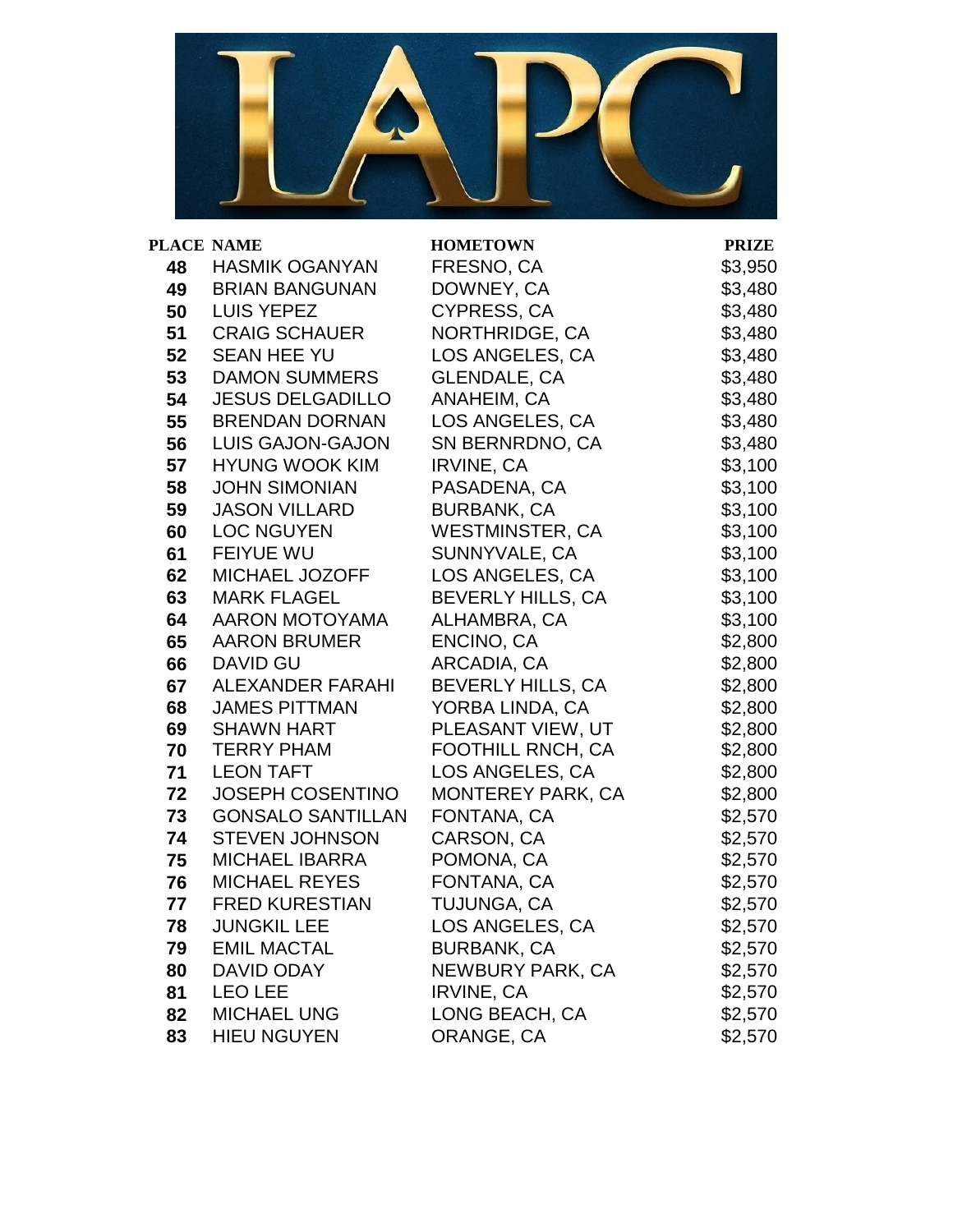LAPC

| PLACE | NAME | HOMETOWN | PRIZE |
|---|---|---|---|
| 48 | HASMIK OGANYAN | FRESNO, CA | $3,950 |
| 49 | BRIAN BANGUNAN | DOWNEY, CA | $3,480 |
| 50 | LUIS YEPEZ | CYPRESS, CA | $3,480 |
| 51 | CRAIG SCHAUER | NORTHRIDGE, CA | $3,480 |
| 52 | SEAN HEE YU | LOS ANGELES, CA | $3,480 |
| 53 | DAMON SUMMERS | GLENDALE, CA | $3,480 |
| 54 | JESUS DELGADILLO | ANAHEIM, CA | $3,480 |
| 55 | BRENDAN DORNAN | LOS ANGELES, CA | $3,480 |
| 56 | LUIS GAJON-GAJON | SN BERNRDNO, CA | $3,480 |
| 57 | HYUNG WOOK KIM | IRVINE, CA | $3,100 |
| 58 | JOHN SIMONIAN | PASADENA, CA | $3,100 |
| 59 | JASON VILLARD | BURBANK, CA | $3,100 |
| 60 | LOC NGUYEN | WESTMINSTER, CA | $3,100 |
| 61 | FEIYUE WU | SUNNYVALE, CA | $3,100 |
| 62 | MICHAEL JOZOFF | LOS ANGELES, CA | $3,100 |
| 63 | MARK FLAGEL | BEVERLY HILLS, CA | $3,100 |
| 64 | AARON MOTOYAMA | ALHAMBRA, CA | $3,100 |
| 65 | AARON BRUMER | ENCINO, CA | $2,800 |
| 66 | DAVID GU | ARCADIA, CA | $2,800 |
| 67 | ALEXANDER FARAHI | BEVERLY HILLS, CA | $2,800 |
| 68 | JAMES PITTMAN | YORBA LINDA, CA | $2,800 |
| 69 | SHAWN HART | PLEASANT VIEW, UT | $2,800 |
| 70 | TERRY PHAM | FOOTHILL RNCH, CA | $2,800 |
| 71 | LEON TAFT | LOS ANGELES, CA | $2,800 |
| 72 | JOSEPH COSENTINO | MONTEREY PARK, CA | $2,800 |
| 73 | GONSALO SANTILLAN | FONTANA, CA | $2,570 |
| 74 | STEVEN JOHNSON | CARSON, CA | $2,570 |
| 75 | MICHAEL IBARRA | POMONA, CA | $2,570 |
| 76 | MICHAEL REYES | FONTANA, CA | $2,570 |
| 77 | FRED KURESTIAN | TUJUNGA, CA | $2,570 |
| 78 | JUNGKIL LEE | LOS ANGELES, CA | $2,570 |
| 79 | EMIL MACTAL | BURBANK, CA | $2,570 |
| 80 | DAVID ODAY | NEWBURY PARK, CA | $2,570 |
| 81 | LEO LEE | IRVINE, CA | $2,570 |
| 82 | MICHAEL UNG | LONG BEACH, CA | $2,570 |
| 83 | HIEU NGUYEN | ORANGE, CA | $2,570 |